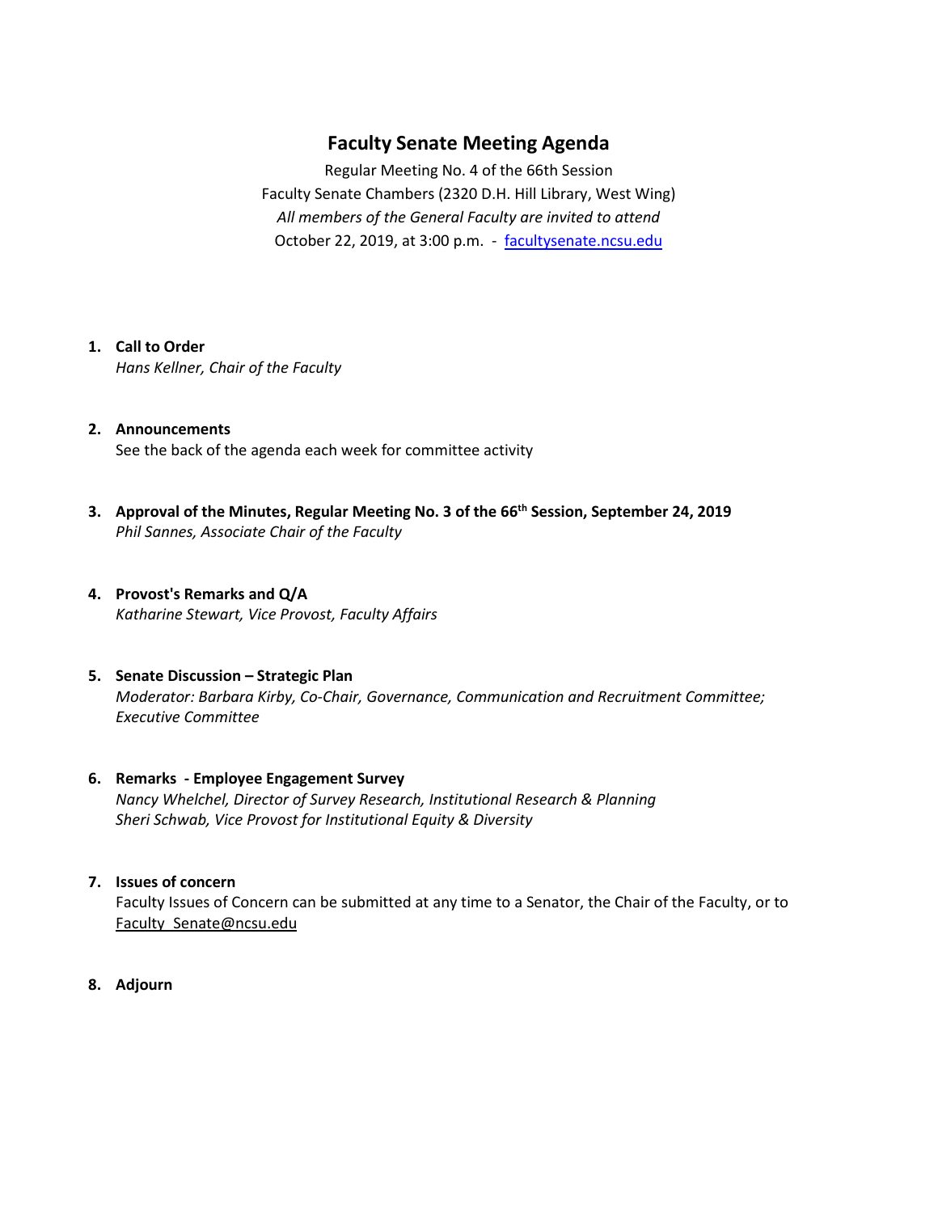# Faculty Senate Meeting Agenda

Regular Meeting No. 4 of the 66th Session
Faculty Senate Chambers (2320 D.H. Hill Library, West Wing)
*All members of the General Faculty are invited to attend*
October 22, 2019, at 3:00 p.m. - [facultysenate.ncsu.edu](facultysenate.ncsu.edu)

1. **Call to Order**
   *Hans Kellner, Chair of the Faculty*

2. **Announcements**
   See the back of the agenda each week for committee activity

3. **Approval of the Minutes, Regular Meeting No. 3 of the 66th Session, September 24, 2019**
   *Phil Sannes, Associate Chair of the Faculty*

4. **Provost's Remarks and Q/A**
   *Katharine Stewart, Vice Provost, Faculty Affairs*

5. **Senate Discussion – Strategic Plan**
   *Moderator: Barbara Kirby, Co-Chair, Governance, Communication and Recruitment Committee; Executive Committee*

6. **Remarks - Employee Engagement Survey**
   *Nancy Whelchel, Director of Survey Research, Institutional Research & Planning*
   *Sheri Schwab, Vice Provost for Institutional Equity & Diversity*

7. **Issues of concern**
   Faculty Issues of Concern can be submitted at any time to a Senator, the Chair of the Faculty, or to Faculty_Senate@ncsu.edu

8. **Adjourn**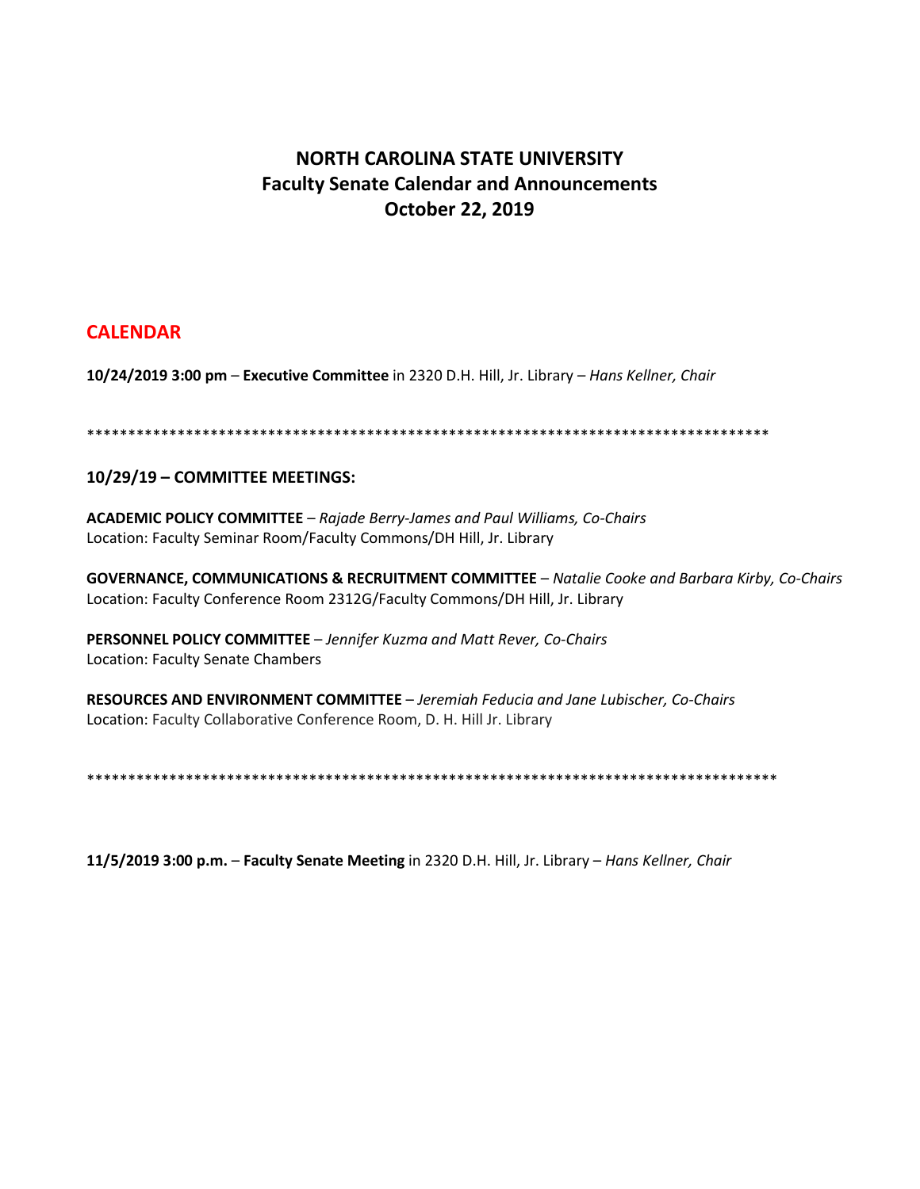# NORTH CAROLINA STATE UNIVERSITY
# Faculty Senate Calendar and Announcements
# October 22, 2019

## CALENDAR

**10/24/2019 3:00 pm** – **Executive Committee** in 2320 D.H. Hill, Jr. Library – *Hans Kellner, Chair*

**************************************************************************************

### 10/29/19 – COMMITTEE MEETINGS:

**ACADEMIC POLICY COMMITTEE** – *Rajade Berry-James and Paul Williams, Co-Chairs*
Location: Faculty Seminar Room/Faculty Commons/DH Hill, Jr. Library

**GOVERNANCE, COMMUNICATIONS & RECRUITMENT COMMITTEE** – *Natalie Cooke and Barbara Kirby, Co-Chairs*
Location: Faculty Conference Room 2312G/Faculty Commons/DH Hill, Jr. Library

**PERSONNEL POLICY COMMITTEE** – *Jennifer Kuzma and Matt Rever, Co-Chairs*
Location: Faculty Senate Chambers

**RESOURCES AND ENVIRONMENT COMMITTEE** – *Jeremiah Feducia and Jane Lubischer, Co-Chairs*
Location: Faculty Collaborative Conference Room, D. H. Hill Jr. Library

**************************************************************************************

**11/5/2019 3:00 p.m.** – **Faculty Senate Meeting** in 2320 D.H. Hill, Jr. Library – *Hans Kellner, Chair*